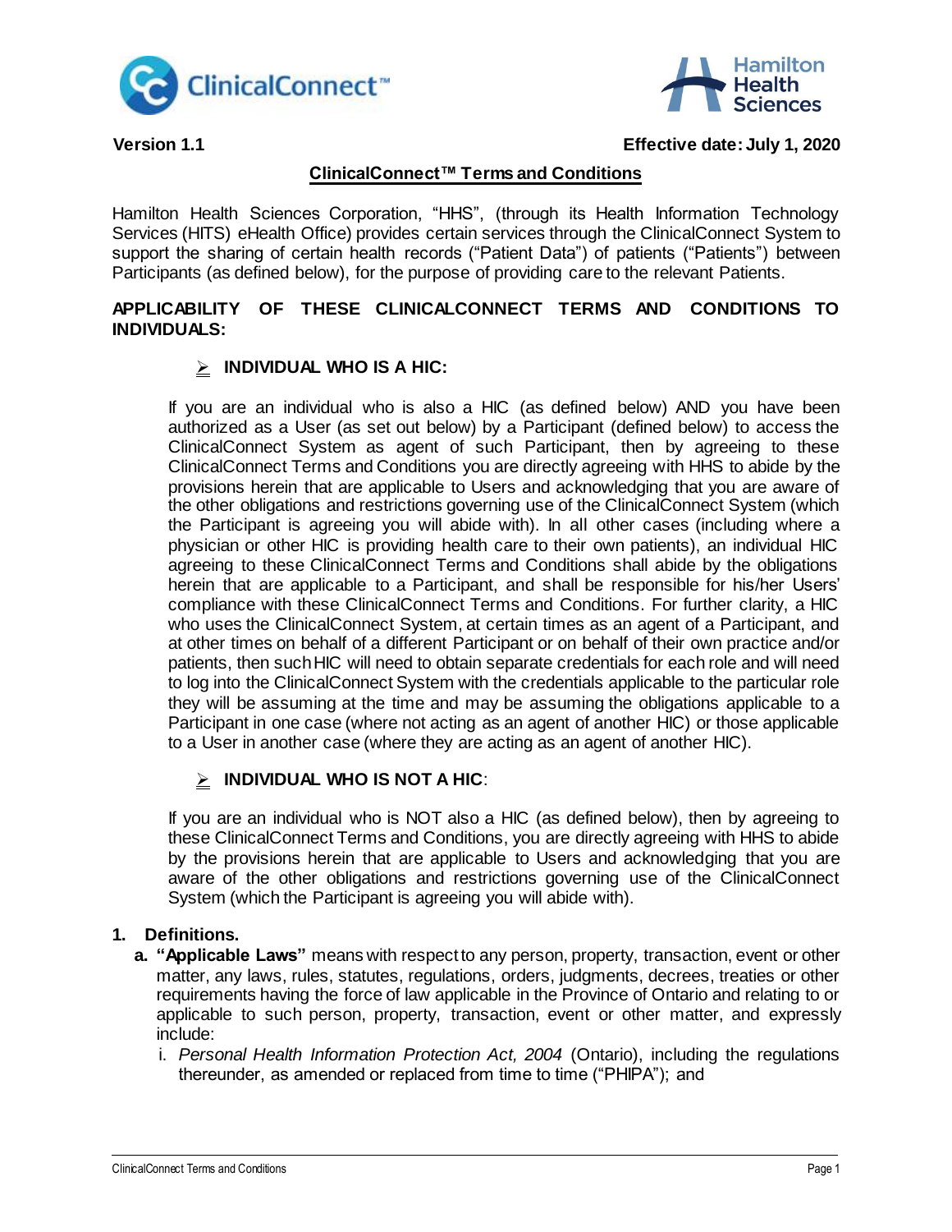Version 1.1 | Effective date: July 1, 2020

# ClinicalConnect™ Terms and Conditions

Hamilton Health Sciences Corporation, "HHS", (through its Health Information Technology Services (HITS) eHealth Office) provides certain services through the ClinicalConnect System to support the sharing of certain health records ("Patient Data") of patients ("Patients") between Participants (as defined below), for the purpose of providing care to the relevant Patients.

## APPLICABILITY OF THESE CLINICALCONNECT TERMS AND CONDITIONS TO INDIVIDUALS:

### ➢ INDIVIDUAL WHO IS A HIC:

If you are an individual who is also a HIC (as defined below) AND you have been authorized as a User (as set out below) by a Participant (defined below) to access the ClinicalConnect System as agent of such Participant, then by agreeing to these ClinicalConnect Terms and Conditions you are directly agreeing with HHS to abide by the provisions herein that are applicable to Users and acknowledging that you are aware of the other obligations and restrictions governing use of the ClinicalConnect System (which the Participant is agreeing you will abide with). In all other cases (including where a physician or other HIC is providing health care to their own patients), an individual HIC agreeing to these ClinicalConnect Terms and Conditions shall abide by the obligations herein that are applicable to a Participant, and shall be responsible for his/her Users' compliance with these ClinicalConnect Terms and Conditions. For further clarity, a HIC who uses the ClinicalConnect System, at certain times as an agent of a Participant, and at other times on behalf of a different Participant or on behalf of their own practice and/or patients, then such HIC will need to obtain separate credentials for each role and will need to log into the ClinicalConnect System with the credentials applicable to the particular role they will be assuming at the time and may be assuming the obligations applicable to a Participant in one case (where not acting as an agent of another HIC) or those applicable to a User in another case (where they are acting as an agent of another HIC).

### ➢ INDIVIDUAL WHO IS NOT A HIC:

If you are an individual who is NOT also a HIC (as defined below), then by agreeing to these ClinicalConnect Terms and Conditions, you are directly agreeing with HHS to abide by the provisions herein that are applicable to Users and acknowledging that you are aware of the other obligations and restrictions governing use of the ClinicalConnect System (which the Participant is agreeing you will abide with).

## 1. Definitions.

a. **"Applicable Laws"** means with respect to any person, property, transaction, event or other matter, any laws, rules, statutes, regulations, orders, judgments, decrees, treaties or other requirements having the force of law applicable in the Province of Ontario and relating to or applicable to such person, property, transaction, event or other matter, and expressly include:

   i. *Personal Health Information Protection Act, 2004* (Ontario), including the regulations thereunder, as amended or replaced from time to time ("PHIPA"); and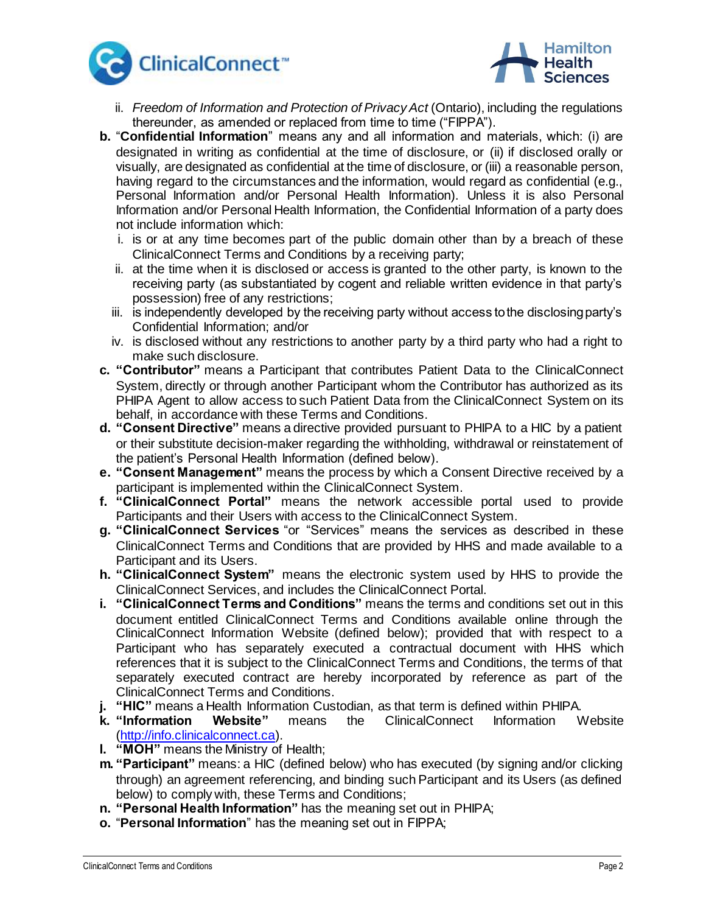ii. *Freedom of Information and Protection of Privacy Act* (Ontario), including the regulations thereunder, as amended or replaced from time to time ("FIPPA").

b. "**Confidential Information**" means any and all information and materials, which: (i) are designated in writing as confidential at the time of disclosure, or (ii) if disclosed orally or visually, are designated as confidential at the time of disclosure, or (iii) a reasonable person, having regard to the circumstances and the information, would regard as confidential (e.g., Personal Information and/or Personal Health Information). Unless it is also Personal Information and/or Personal Health Information, the Confidential Information of a party does not include information which:

   i. is or at any time becomes part of the public domain other than by a breach of these ClinicalConnect Terms and Conditions by a receiving party;

   ii. at the time when it is disclosed or access is granted to the other party, is known to the receiving party (as substantiated by cogent and reliable written evidence in that party's possession) free of any restrictions;

   iii. is independently developed by the receiving party without access to the disclosing party's Confidential Information; and/or

   iv. is disclosed without any restrictions to another party by a third party who had a right to make such disclosure.

c. **"Contributor"** means a Participant that contributes Patient Data to the ClinicalConnect System, directly or through another Participant whom the Contributor has authorized as its PHIPA Agent to allow access to such Patient Data from the ClinicalConnect System on its behalf, in accordance with these Terms and Conditions.

d. **"Consent Directive"** means a directive provided pursuant to PHIPA to a HIC by a patient or their substitute decision-maker regarding the withholding, withdrawal or reinstatement of the patient's Personal Health Information (defined below).

e. **"Consent Management"** means the process by which a Consent Directive received by a participant is implemented within the ClinicalConnect System.

f. **"ClinicalConnect Portal"** means the network accessible portal used to provide Participants and their Users with access to the ClinicalConnect System.

g. **"ClinicalConnect Services** "or "Services" means the services as described in these ClinicalConnect Terms and Conditions that are provided by HHS and made available to a Participant and its Users.

h. **"ClinicalConnect System"** means the electronic system used by HHS to provide the ClinicalConnect Services, and includes the ClinicalConnect Portal.

i. **"ClinicalConnect Terms and Conditions"** means the terms and conditions set out in this document entitled ClinicalConnect Terms and Conditions available online through the ClinicalConnect Information Website (defined below); provided that with respect to a Participant who has separately executed a contractual document with HHS which references that it is subject to the ClinicalConnect Terms and Conditions, the terms of that separately executed contract are hereby incorporated by reference as part of the ClinicalConnect Terms and Conditions.

j. **"HIC"** means a Health Information Custodian, as that term is defined within PHIPA.

k. **"Information Website"** means the ClinicalConnect Information Website (http://info.clinicalconnect.ca).

l. **"MOH"** means the Ministry of Health;

m. **"Participant"** means: a HIC (defined below) who has executed (by signing and/or clicking through) an agreement referencing, and binding such Participant and its Users (as defined below) to comply with, these Terms and Conditions;

n. **"Personal Health Information"** has the meaning set out in PHIPA;

o. "**Personal Information**" has the meaning set out in FIPPA;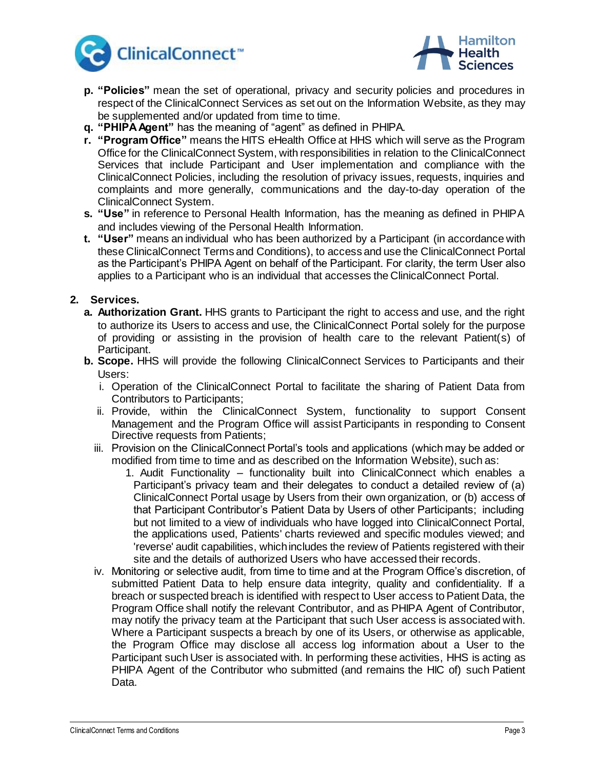p. **"Policies"** mean the set of operational, privacy and security policies and procedures in respect of the ClinicalConnect Services as set out on the Information Website, as they may be supplemented and/or updated from time to time.

q. **"PHIPA Agent"** has the meaning of "agent" as defined in PHIPA.

r. **"Program Office"** means the HITS eHealth Office at HHS which will serve as the Program Office for the ClinicalConnect System, with responsibilities in relation to the ClinicalConnect Services that include Participant and User implementation and compliance with the ClinicalConnect Policies, including the resolution of privacy issues, requests, inquiries and complaints and more generally, communications and the day-to-day operation of the ClinicalConnect System.

s. **"Use"** in reference to Personal Health Information, has the meaning as defined in PHIPA and includes viewing of the Personal Health Information.

t. **"User"** means an individual who has been authorized by a Participant (in accordance with these ClinicalConnect Terms and Conditions), to access and use the ClinicalConnect Portal as the Participant's PHIPA Agent on behalf of the Participant. For clarity, the term User also applies to a Participant who is an individual that accesses the ClinicalConnect Portal.

**2. Services.**

a. **Authorization Grant.** HHS grants to Participant the right to access and use, and the right to authorize its Users to access and use, the ClinicalConnect Portal solely for the purpose of providing or assisting in the provision of health care to the relevant Patient(s) of Participant.

b. **Scope.** HHS will provide the following ClinicalConnect Services to Participants and their Users:

   i. Operation of the ClinicalConnect Portal to facilitate the sharing of Patient Data from Contributors to Participants;

   ii. Provide, within the ClinicalConnect System, functionality to support Consent Management and the Program Office will assist Participants in responding to Consent Directive requests from Patients;

   iii. Provision on the ClinicalConnect Portal's tools and applications (which may be added or modified from time to time and as described on the Information Website), such as:

      1. Audit Functionality – functionality built into ClinicalConnect which enables a Participant's privacy team and their delegates to conduct a detailed review of (a) ClinicalConnect Portal usage by Users from their own organization, or (b) access of that Participant Contributor's Patient Data by Users of other Participants; including but not limited to a view of individuals who have logged into ClinicalConnect Portal, the applications used, Patients' charts reviewed and specific modules viewed; and 'reverse' audit capabilities, which includes the review of Patients registered with their site and the details of authorized Users who have accessed their records.

   iv. Monitoring or selective audit, from time to time and at the Program Office's discretion, of submitted Patient Data to help ensure data integrity, quality and confidentiality. If a breach or suspected breach is identified with respect to User access to Patient Data, the Program Office shall notify the relevant Contributor, and as PHIPA Agent of Contributor, may notify the privacy team at the Participant that such User access is associated with. Where a Participant suspects a breach by one of its Users, or otherwise as applicable, the Program Office may disclose all access log information about a User to the Participant such User is associated with. In performing these activities, HHS is acting as PHIPA Agent of the Contributor who submitted (and remains the HIC of) such Patient Data.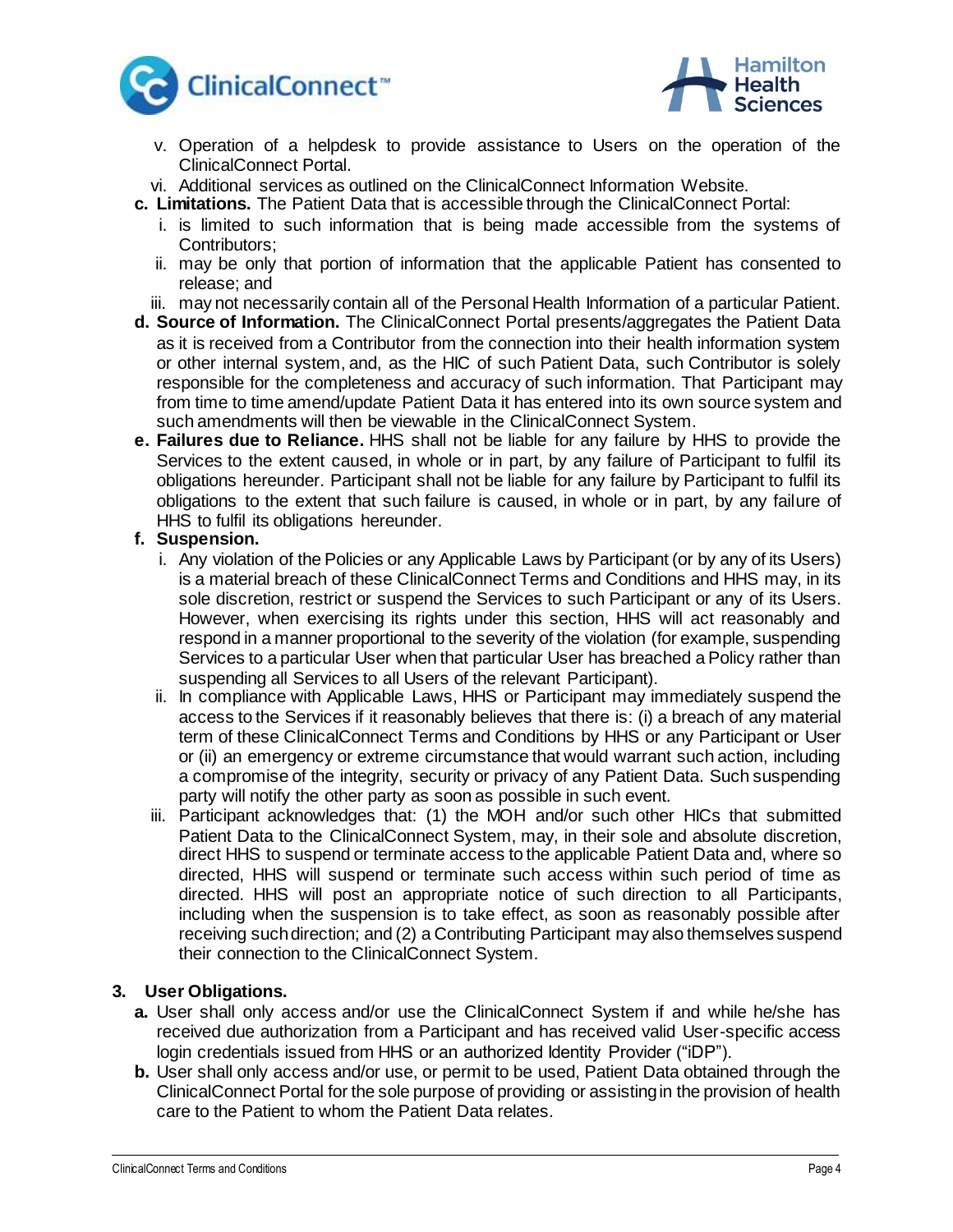v. Operation of a helpdesk to provide assistance to Users on the operation of the ClinicalConnect Portal.
vi. Additional services as outlined on the ClinicalConnect Information Website.

**c. Limitations.** The Patient Data that is accessible through the ClinicalConnect Portal:

i. is limited to such information that is being made accessible from the systems of Contributors;
ii. may be only that portion of information that the applicable Patient has consented to release; and
iii. may not necessarily contain all of the Personal Health Information of a particular Patient.

**d. Source of Information.** The ClinicalConnect Portal presents/aggregates the Patient Data as it is received from a Contributor from the connection into their health information system or other internal system, and, as the HIC of such Patient Data, such Contributor is solely responsible for the completeness and accuracy of such information. That Participant may from time to time amend/update Patient Data it has entered into its own source system and such amendments will then be viewable in the ClinicalConnect System.

**e. Failures due to Reliance.** HHS shall not be liable for any failure by HHS to provide the Services to the extent caused, in whole or in part, by any failure of Participant to fulfil its obligations hereunder. Participant shall not be liable for any failure by Participant to fulfil its obligations to the extent that such failure is caused, in whole or in part, by any failure of HHS to fulfil its obligations hereunder.

**f. Suspension.**

i. Any violation of the Policies or any Applicable Laws by Participant (or by any of its Users) is a material breach of these ClinicalConnect Terms and Conditions and HHS may, in its sole discretion, restrict or suspend the Services to such Participant or any of its Users. However, when exercising its rights under this section, HHS will act reasonably and respond in a manner proportional to the severity of the violation (for example, suspending Services to a particular User when that particular User has breached a Policy rather than suspending all Services to all Users of the relevant Participant).
ii. In compliance with Applicable Laws, HHS or Participant may immediately suspend the access to the Services if it reasonably believes that there is: (i) a breach of any material term of these ClinicalConnect Terms and Conditions by HHS or any Participant or User or (ii) an emergency or extreme circumstance that would warrant such action, including a compromise of the integrity, security or privacy of any Patient Data. Such suspending party will notify the other party as soon as possible in such event.
iii. Participant acknowledges that: (1) the MOH and/or such other HICs that submitted Patient Data to the ClinicalConnect System, may, in their sole and absolute discretion, direct HHS to suspend or terminate access to the applicable Patient Data and, where so directed, HHS will suspend or terminate such access within such period of time as directed. HHS will post an appropriate notice of such direction to all Participants, including when the suspension is to take effect, as soon as reasonably possible after receiving such direction; and (2) a Contributing Participant may also themselves suspend their connection to the ClinicalConnect System.

## 3. User Obligations.

**a.** User shall only access and/or use the ClinicalConnect System if and while he/she has received due authorization from a Participant and has received valid User-specific access login credentials issued from HHS or an authorized Identity Provider ("iDP").

**b.** User shall only access and/or use, or permit to be used, Patient Data obtained through the ClinicalConnect Portal for the sole purpose of providing or assisting in the provision of health care to the Patient to whom the Patient Data relates.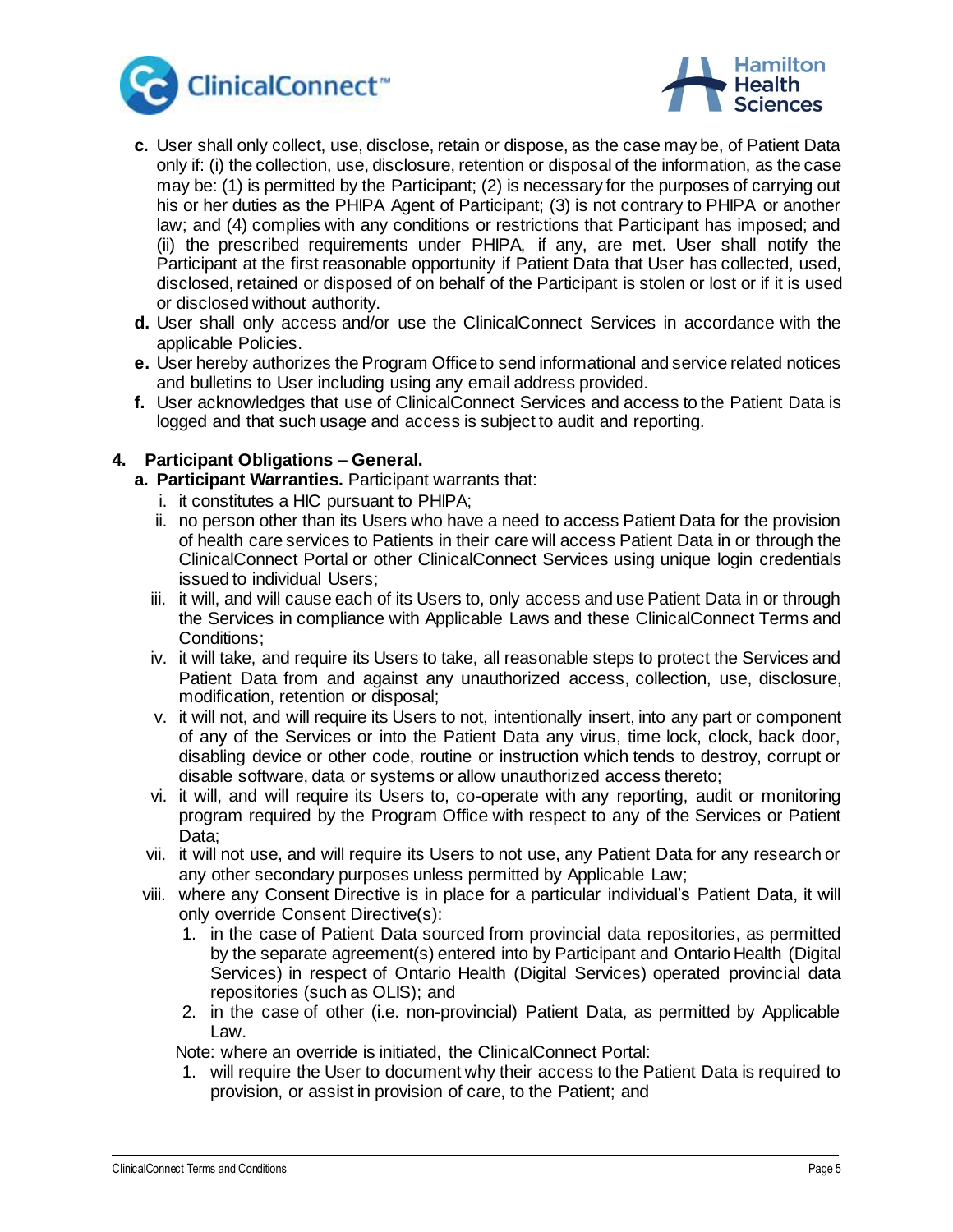c. User shall only collect, use, disclose, retain or dispose, as the case may be, of Patient Data only if: (i) the collection, use, disclosure, retention or disposal of the information, as the case may be: (1) is permitted by the Participant; (2) is necessary for the purposes of carrying out his or her duties as the PHIPA Agent of Participant; (3) is not contrary to PHIPA or another law; and (4) complies with any conditions or restrictions that Participant has imposed; and (ii) the prescribed requirements under PHIPA, if any, are met. User shall notify the Participant at the first reasonable opportunity if Patient Data that User has collected, used, disclosed, retained or disposed of on behalf of the Participant is stolen or lost or if it is used or disclosed without authority.

d. User shall only access and/or use the ClinicalConnect Services in accordance with the applicable Policies.

e. User hereby authorizes the Program Office to send informational and service related notices and bulletins to User including using any email address provided.

f. User acknowledges that use of ClinicalConnect Services and access to the Patient Data is logged and that such usage and access is subject to audit and reporting.

**4. Participant Obligations – General.**

a. **Participant Warranties.** Participant warrants that:

   i. it constitutes a HIC pursuant to PHIPA;

   ii. no person other than its Users who have a need to access Patient Data for the provision of health care services to Patients in their care will access Patient Data in or through the ClinicalConnect Portal or other ClinicalConnect Services using unique login credentials issued to individual Users;

   iii. it will, and will cause each of its Users to, only access and use Patient Data in or through the Services in compliance with Applicable Laws and these ClinicalConnect Terms and Conditions;

   iv. it will take, and require its Users to take, all reasonable steps to protect the Services and Patient Data from and against any unauthorized access, collection, use, disclosure, modification, retention or disposal;

   v. it will not, and will require its Users to not, intentionally insert, into any part or component of any of the Services or into the Patient Data any virus, time lock, clock, back door, disabling device or other code, routine or instruction which tends to destroy, corrupt or disable software, data or systems or allow unauthorized access thereto;

   vi. it will, and will require its Users to, co-operate with any reporting, audit or monitoring program required by the Program Office with respect to any of the Services or Patient Data;

   vii. it will not use, and will require its Users to not use, any Patient Data for any research or any other secondary purposes unless permitted by Applicable Law;

   viii. where any Consent Directive is in place for a particular individual's Patient Data, it will only override Consent Directive(s):

      1. in the case of Patient Data sourced from provincial data repositories, as permitted by the separate agreement(s) entered into by Participant and Ontario Health (Digital Services) in respect of Ontario Health (Digital Services) operated provincial data repositories (such as OLIS); and

      2. in the case of other (i.e. non-provincial) Patient Data, as permitted by Applicable Law.

   Note: where an override is initiated, the ClinicalConnect Portal:

      1. will require the User to document why their access to the Patient Data is required to provision, or assist in provision of care, to the Patient; and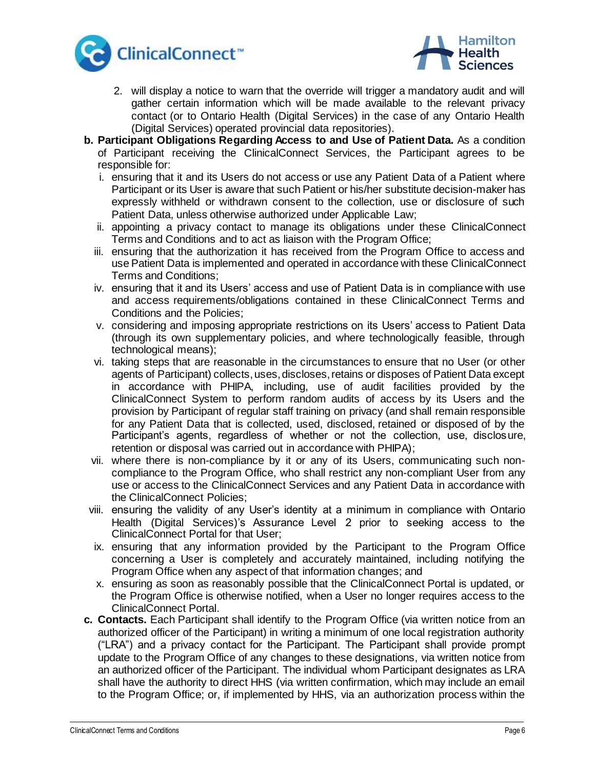2. will display a notice to warn that the override will trigger a mandatory audit and will gather certain information which will be made available to the relevant privacy contact (or to Ontario Health (Digital Services) in the case of any Ontario Health (Digital Services) operated provincial data repositories).

**b. Participant Obligations Regarding Access to and Use of Patient Data.** As a condition of Participant receiving the ClinicalConnect Services, the Participant agrees to be responsible for:

i. ensuring that it and its Users do not access or use any Patient Data of a Patient where Participant or its User is aware that such Patient or his/her substitute decision-maker has expressly withheld or withdrawn consent to the collection, use or disclosure of such Patient Data, unless otherwise authorized under Applicable Law;

ii. appointing a privacy contact to manage its obligations under these ClinicalConnect Terms and Conditions and to act as liaison with the Program Office;

iii. ensuring that the authorization it has received from the Program Office to access and use Patient Data is implemented and operated in accordance with these ClinicalConnect Terms and Conditions;

iv. ensuring that it and its Users' access and use of Patient Data is in compliance with use and access requirements/obligations contained in these ClinicalConnect Terms and Conditions and the Policies;

v. considering and imposing appropriate restrictions on its Users' access to Patient Data (through its own supplementary policies, and where technologically feasible, through technological means);

vi. taking steps that are reasonable in the circumstances to ensure that no User (or other agents of Participant) collects, uses, discloses, retains or disposes of Patient Data except in accordance with PHIPA, including, use of audit facilities provided by the ClinicalConnect System to perform random audits of access by its Users and the provision by Participant of regular staff training on privacy (and shall remain responsible for any Patient Data that is collected, used, disclosed, retained or disposed of by the Participant's agents, regardless of whether or not the collection, use, disclosure, retention or disposal was carried out in accordance with PHIPA);

vii. where there is non-compliance by it or any of its Users, communicating such non-compliance to the Program Office, who shall restrict any non-compliant User from any use or access to the ClinicalConnect Services and any Patient Data in accordance with the ClinicalConnect Policies;

viii. ensuring the validity of any User's identity at a minimum in compliance with Ontario Health (Digital Services)'s Assurance Level 2 prior to seeking access to the ClinicalConnect Portal for that User;

ix. ensuring that any information provided by the Participant to the Program Office concerning a User is completely and accurately maintained, including notifying the Program Office when any aspect of that information changes; and

x. ensuring as soon as reasonably possible that the ClinicalConnect Portal is updated, or the Program Office is otherwise notified, when a User no longer requires access to the ClinicalConnect Portal.

**c. Contacts.** Each Participant shall identify to the Program Office (via written notice from an authorized officer of the Participant) in writing a minimum of one local registration authority ("LRA") and a privacy contact for the Participant. The Participant shall provide prompt update to the Program Office of any changes to these designations, via written notice from an authorized officer of the Participant. The individual whom Participant designates as LRA shall have the authority to direct HHS (via written confirmation, which may include an email to the Program Office; or, if implemented by HHS, via an authorization process within the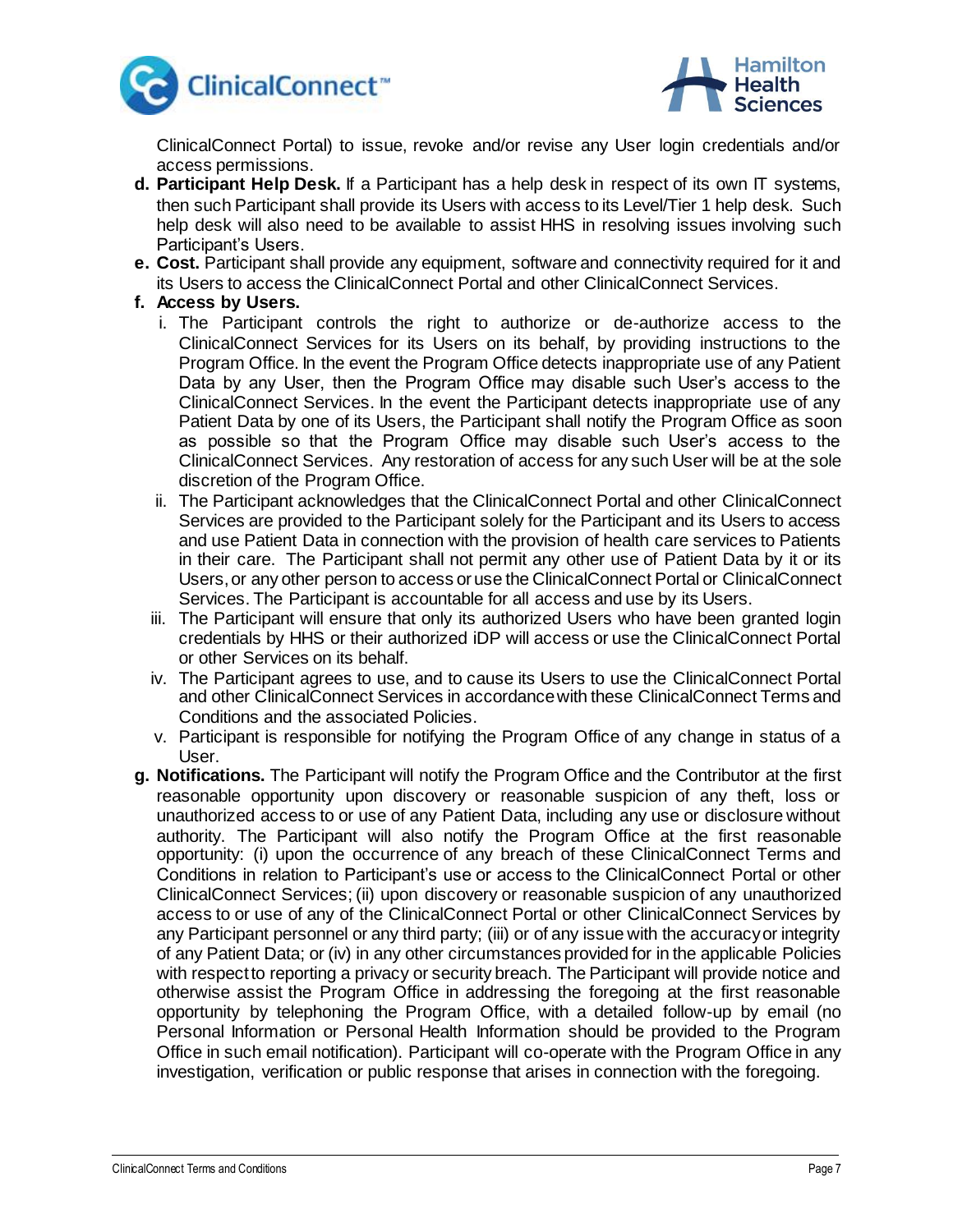ClinicalConnect Portal) to issue, revoke and/or revise any User login credentials and/or access permissions.

d. **Participant Help Desk.** If a Participant has a help desk in respect of its own IT systems, then such Participant shall provide its Users with access to its Level/Tier 1 help desk. Such help desk will also need to be available to assist HHS in resolving issues involving such Participant's Users.

e. **Cost.** Participant shall provide any equipment, software and connectivity required for it and its Users to access the ClinicalConnect Portal and other ClinicalConnect Services.

f. **Access by Users.**
   i. The Participant controls the right to authorize or de-authorize access to the ClinicalConnect Services for its Users on its behalf, by providing instructions to the Program Office. In the event the Program Office detects inappropriate use of any Patient Data by any User, then the Program Office may disable such User's access to the ClinicalConnect Services. In the event the Participant detects inappropriate use of any Patient Data by one of its Users, the Participant shall notify the Program Office as soon as possible so that the Program Office may disable such User's access to the ClinicalConnect Services. Any restoration of access for any such User will be at the sole discretion of the Program Office.
   ii. The Participant acknowledges that the ClinicalConnect Portal and other ClinicalConnect Services are provided to the Participant solely for the Participant and its Users to access and use Patient Data in connection with the provision of health care services to Patients in their care. The Participant shall not permit any other use of Patient Data by it or its Users, or any other person to access or use the ClinicalConnect Portal or ClinicalConnect Services. The Participant is accountable for all access and use by its Users.
   iii. The Participant will ensure that only its authorized Users who have been granted login credentials by HHS or their authorized iDP will access or use the ClinicalConnect Portal or other Services on its behalf.
   iv. The Participant agrees to use, and to cause its Users to use the ClinicalConnect Portal and other ClinicalConnect Services in accordance with these ClinicalConnect Terms and Conditions and the associated Policies.
   v. Participant is responsible for notifying the Program Office of any change in status of a User.

g. **Notifications.** The Participant will notify the Program Office and the Contributor at the first reasonable opportunity upon discovery or reasonable suspicion of any theft, loss or unauthorized access to or use of any Patient Data, including any use or disclosure without authority. The Participant will also notify the Program Office at the first reasonable opportunity: (i) upon the occurrence of any breach of these ClinicalConnect Terms and Conditions in relation to Participant's use or access to the ClinicalConnect Portal or other ClinicalConnect Services; (ii) upon discovery or reasonable suspicion of any unauthorized access to or use of any of the ClinicalConnect Portal or other ClinicalConnect Services by any Participant personnel or any third party; (iii) or of any issue with the accuracy or integrity of any Patient Data; or (iv) in any other circumstances provided for in the applicable Policies with respect to reporting a privacy or security breach. The Participant will provide notice and otherwise assist the Program Office in addressing the foregoing at the first reasonable opportunity by telephoning the Program Office, with a detailed follow-up by email (no Personal Information or Personal Health Information should be provided to the Program Office in such email notification). Participant will co-operate with the Program Office in any investigation, verification or public response that arises in connection with the foregoing.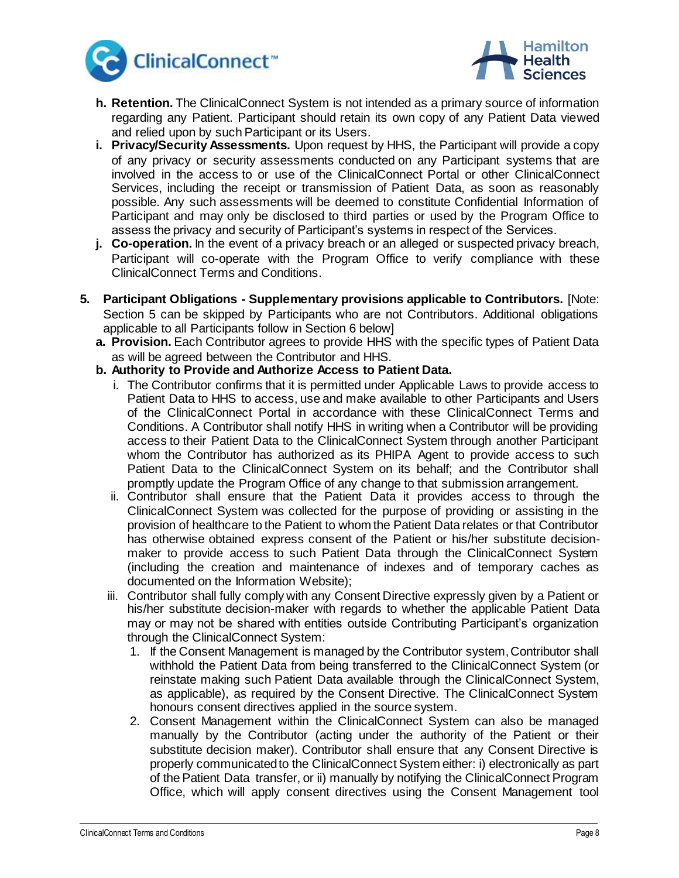- **h. Retention.** The ClinicalConnect System is not intended as a primary source of information regarding any Patient. Participant should retain its own copy of any Patient Data viewed and relied upon by such Participant or its Users.
- **i. Privacy/Security Assessments.** Upon request by HHS, the Participant will provide a copy of any privacy or security assessments conducted on any Participant systems that are involved in the access to or use of the ClinicalConnect Portal or other ClinicalConnect Services, including the receipt or transmission of Patient Data, as soon as reasonably possible. Any such assessments will be deemed to constitute Confidential Information of Participant and may only be disclosed to third parties or used by the Program Office to assess the privacy and security of Participant's systems in respect of the Services.
- **j. Co-operation.** In the event of a privacy breach or an alleged or suspected privacy breach, Participant will co-operate with the Program Office to verify compliance with these ClinicalConnect Terms and Conditions.

**5. Participant Obligations - Supplementary provisions applicable to Contributors.** [Note: Section 5 can be skipped by Participants who are not Contributors. Additional obligations applicable to all Participants follow in Section 6 below]

- **a. Provision.** Each Contributor agrees to provide HHS with the specific types of Patient Data as will be agreed between the Contributor and HHS.
- **b. Authority to Provide and Authorize Access to Patient Data.**
  - i. The Contributor confirms that it is permitted under Applicable Laws to provide access to Patient Data to HHS to access, use and make available to other Participants and Users of the ClinicalConnect Portal in accordance with these ClinicalConnect Terms and Conditions. A Contributor shall notify HHS in writing when a Contributor will be providing access to their Patient Data to the ClinicalConnect System through another Participant whom the Contributor has authorized as its PHIPA Agent to provide access to such Patient Data to the ClinicalConnect System on its behalf; and the Contributor shall promptly update the Program Office of any change to that submission arrangement.
  - ii. Contributor shall ensure that the Patient Data it provides access to through the ClinicalConnect System was collected for the purpose of providing or assisting in the provision of healthcare to the Patient to whom the Patient Data relates or that Contributor has otherwise obtained express consent of the Patient or his/her substitute decision-maker to provide access to such Patient Data through the ClinicalConnect System (including the creation and maintenance of indexes and of temporary caches as documented on the Information Website);
  - iii. Contributor shall fully comply with any Consent Directive expressly given by a Patient or his/her substitute decision-maker with regards to whether the applicable Patient Data may or may not be shared with entities outside Contributing Participant's organization through the ClinicalConnect System:
    1. If the Consent Management is managed by the Contributor system, Contributor shall withhold the Patient Data from being transferred to the ClinicalConnect System (or reinstate making such Patient Data available through the ClinicalConnect System, as applicable), as required by the Consent Directive. The ClinicalConnect System honours consent directives applied in the source system.
    2. Consent Management within the ClinicalConnect System can also be managed manually by the Contributor (acting under the authority of the Patient or their substitute decision maker). Contributor shall ensure that any Consent Directive is properly communicated to the ClinicalConnect System either: i) electronically as part of the Patient Data transfer, or ii) manually by notifying the ClinicalConnect Program Office, which will apply consent directives using the Consent Management tool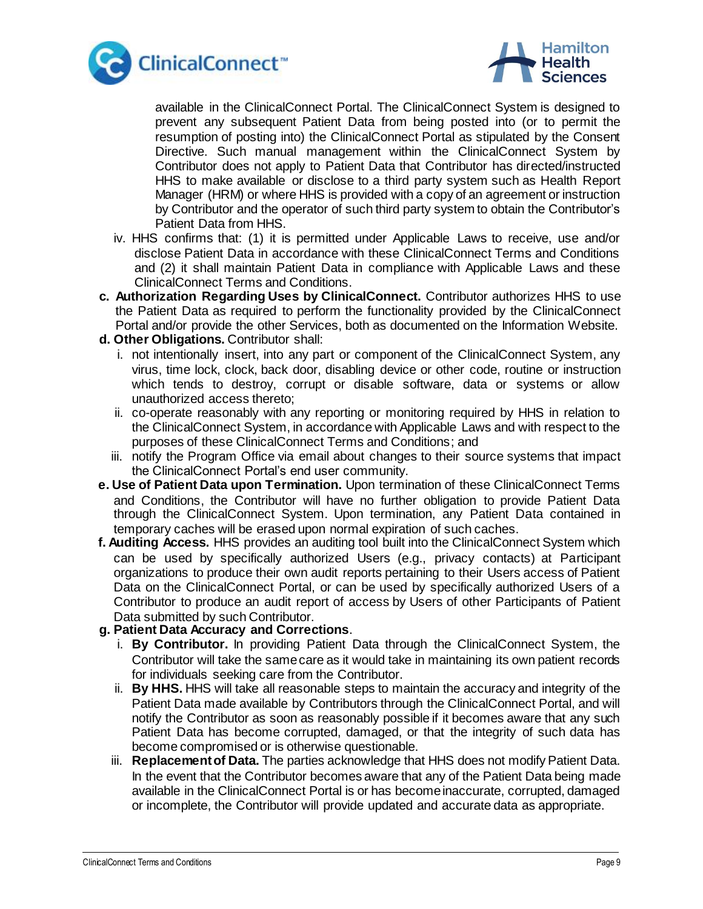available in the ClinicalConnect Portal. The ClinicalConnect System is designed to prevent any subsequent Patient Data from being posted into (or to permit the resumption of posting into) the ClinicalConnect Portal as stipulated by the Consent Directive. Such manual management within the ClinicalConnect System by Contributor does not apply to Patient Data that Contributor has directed/instructed HHS to make available or disclose to a third party system such as Health Report Manager (HRM) or where HHS is provided with a copy of an agreement or instruction by Contributor and the operator of such third party system to obtain the Contributor's Patient Data from HHS.

iv. HHS confirms that: (1) it is permitted under Applicable Laws to receive, use and/or disclose Patient Data in accordance with these ClinicalConnect Terms and Conditions and (2) it shall maintain Patient Data in compliance with Applicable Laws and these ClinicalConnect Terms and Conditions.

c. **Authorization Regarding Uses by ClinicalConnect.** Contributor authorizes HHS to use the Patient Data as required to perform the functionality provided by the ClinicalConnect Portal and/or provide the other Services, both as documented on the Information Website.

d. **Other Obligations.** Contributor shall:

   i. not intentionally insert, into any part or component of the ClinicalConnect System, any virus, time lock, clock, back door, disabling device or other code, routine or instruction which tends to destroy, corrupt or disable software, data or systems or allow unauthorized access thereto;

   ii. co-operate reasonably with any reporting or monitoring required by HHS in relation to the ClinicalConnect System, in accordance with Applicable Laws and with respect to the purposes of these ClinicalConnect Terms and Conditions; and

   iii. notify the Program Office via email about changes to their source systems that impact the ClinicalConnect Portal's end user community.

e. **Use of Patient Data upon Termination.** Upon termination of these ClinicalConnect Terms and Conditions, the Contributor will have no further obligation to provide Patient Data through the ClinicalConnect System. Upon termination, any Patient Data contained in temporary caches will be erased upon normal expiration of such caches.

f. **Auditing Access.** HHS provides an auditing tool built into the ClinicalConnect System which can be used by specifically authorized Users (e.g., privacy contacts) at Participant organizations to produce their own audit reports pertaining to their Users access of Patient Data on the ClinicalConnect Portal, or can be used by specifically authorized Users of a Contributor to produce an audit report of access by Users of other Participants of Patient Data submitted by such Contributor.

g. **Patient Data Accuracy and Corrections**.

   i. **By Contributor.** In providing Patient Data through the ClinicalConnect System, the Contributor will take the same care as it would take in maintaining its own patient records for individuals seeking care from the Contributor.

   ii. **By HHS.** HHS will take all reasonable steps to maintain the accuracy and integrity of the Patient Data made available by Contributors through the ClinicalConnect Portal, and will notify the Contributor as soon as reasonably possible if it becomes aware that any such Patient Data has become corrupted, damaged, or that the integrity of such data has become compromised or is otherwise questionable.

   iii. **Replacement of Data.** The parties acknowledge that HHS does not modify Patient Data. In the event that the Contributor becomes aware that any of the Patient Data being made available in the ClinicalConnect Portal is or has become inaccurate, corrupted, damaged or incomplete, the Contributor will provide updated and accurate data as appropriate.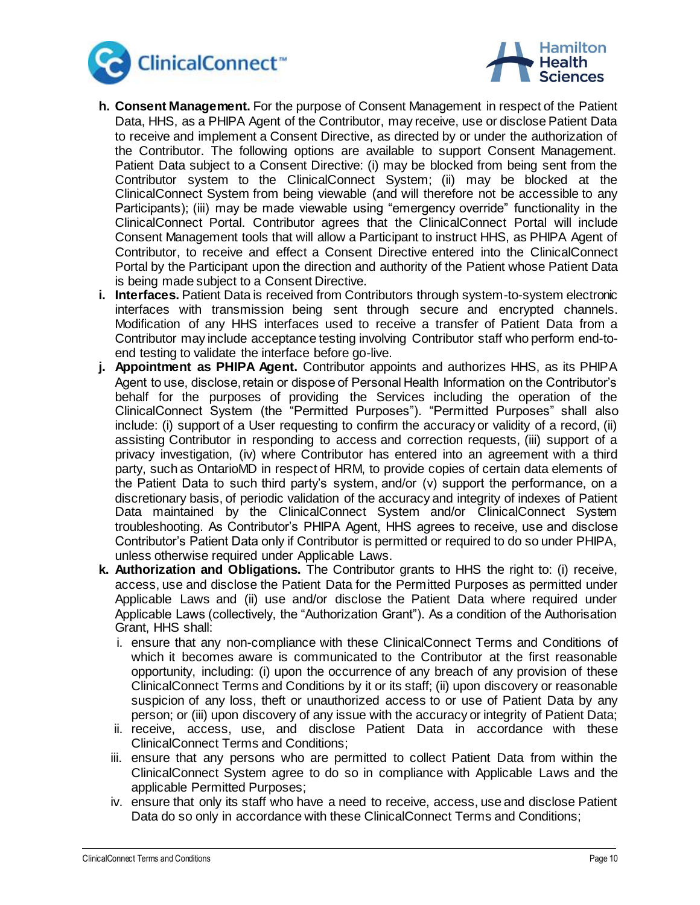h. **Consent Management.** For the purpose of Consent Management in respect of the Patient Data, HHS, as a PHIPA Agent of the Contributor, may receive, use or disclose Patient Data to receive and implement a Consent Directive, as directed by or under the authorization of the Contributor. The following options are available to support Consent Management. Patient Data subject to a Consent Directive: (i) may be blocked from being sent from the Contributor system to the ClinicalConnect System; (ii) may be blocked at the ClinicalConnect System from being viewable (and will therefore not be accessible to any Participants); (iii) may be made viewable using "emergency override" functionality in the ClinicalConnect Portal. Contributor agrees that the ClinicalConnect Portal will include Consent Management tools that will allow a Participant to instruct HHS, as PHIPA Agent of Contributor, to receive and effect a Consent Directive entered into the ClinicalConnect Portal by the Participant upon the direction and authority of the Patient whose Patient Data is being made subject to a Consent Directive.

i. **Interfaces.** Patient Data is received from Contributors through system-to-system electronic interfaces with transmission being sent through secure and encrypted channels. Modification of any HHS interfaces used to receive a transfer of Patient Data from a Contributor may include acceptance testing involving Contributor staff who perform end-to-end testing to validate the interface before go-live.

j. **Appointment as PHIPA Agent.** Contributor appoints and authorizes HHS, as its PHIPA Agent to use, disclose, retain or dispose of Personal Health Information on the Contributor's behalf for the purposes of providing the Services including the operation of the ClinicalConnect System (the "Permitted Purposes"). "Permitted Purposes" shall also include: (i) support of a User requesting to confirm the accuracy or validity of a record, (ii) assisting Contributor in responding to access and correction requests, (iii) support of a privacy investigation, (iv) where Contributor has entered into an agreement with a third party, such as OntarioMD in respect of HRM, to provide copies of certain data elements of the Patient Data to such third party's system, and/or (v) support the performance, on a discretionary basis, of periodic validation of the accuracy and integrity of indexes of Patient Data maintained by the ClinicalConnect System and/or ClinicalConnect System troubleshooting. As Contributor's PHIPA Agent, HHS agrees to receive, use and disclose Contributor's Patient Data only if Contributor is permitted or required to do so under PHIPA, unless otherwise required under Applicable Laws.

k. **Authorization and Obligations.** The Contributor grants to HHS the right to: (i) receive, access, use and disclose the Patient Data for the Permitted Purposes as permitted under Applicable Laws and (ii) use and/or disclose the Patient Data where required under Applicable Laws (collectively, the "Authorization Grant"). As a condition of the Authorisation Grant, HHS shall:

   i. ensure that any non-compliance with these ClinicalConnect Terms and Conditions of which it becomes aware is communicated to the Contributor at the first reasonable opportunity, including: (i) upon the occurrence of any breach of any provision of these ClinicalConnect Terms and Conditions by it or its staff; (ii) upon discovery or reasonable suspicion of any loss, theft or unauthorized access to or use of Patient Data by any person; or (iii) upon discovery of any issue with the accuracy or integrity of Patient Data;

   ii. receive, access, use, and disclose Patient Data in accordance with these ClinicalConnect Terms and Conditions;

   iii. ensure that any persons who are permitted to collect Patient Data from within the ClinicalConnect System agree to do so in compliance with Applicable Laws and the applicable Permitted Purposes;

   iv. ensure that only its staff who have a need to receive, access, use and disclose Patient Data do so only in accordance with these ClinicalConnect Terms and Conditions;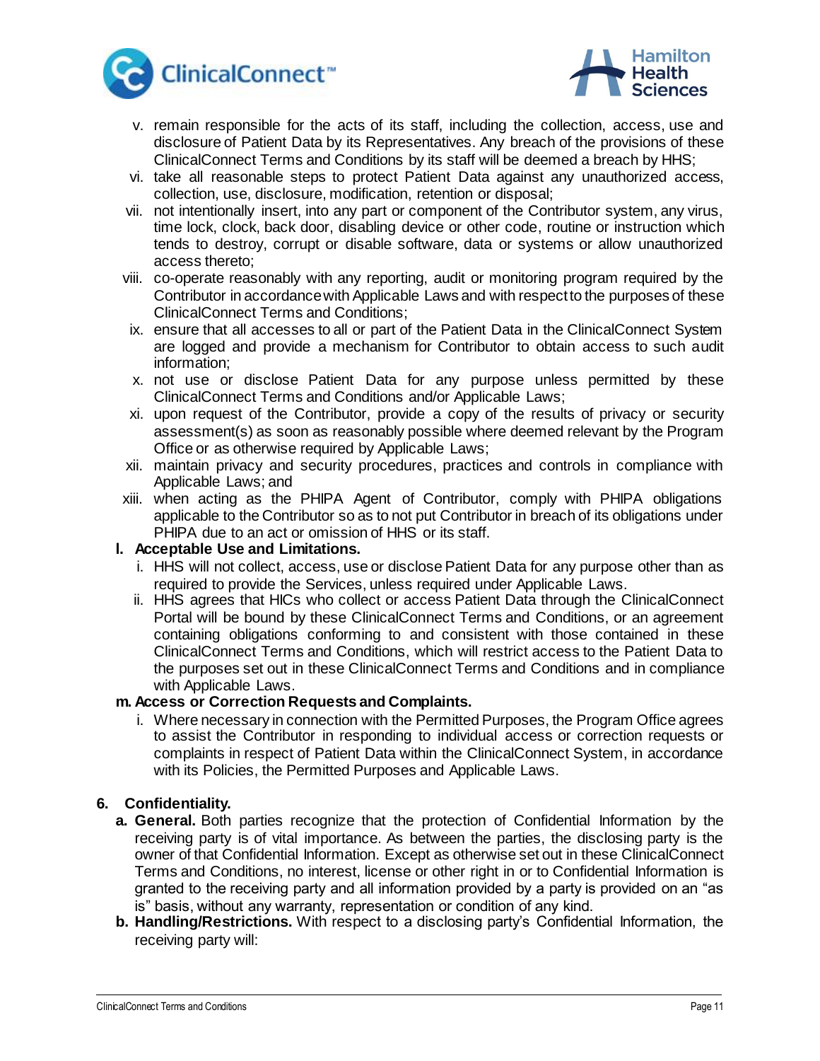v. remain responsible for the acts of its staff, including the collection, access, use and disclosure of Patient Data by its Representatives. Any breach of the provisions of these ClinicalConnect Terms and Conditions by its staff will be deemed a breach by HHS;
vi. take all reasonable steps to protect Patient Data against any unauthorized access, collection, use, disclosure, modification, retention or disposal;
vii. not intentionally insert, into any part or component of the Contributor system, any virus, time lock, clock, back door, disabling device or other code, routine or instruction which tends to destroy, corrupt or disable software, data or systems or allow unauthorized access thereto;
viii. co-operate reasonably with any reporting, audit or monitoring program required by the Contributor in accordance with Applicable Laws and with respect to the purposes of these ClinicalConnect Terms and Conditions;
ix. ensure that all accesses to all or part of the Patient Data in the ClinicalConnect System are logged and provide a mechanism for Contributor to obtain access to such audit information;
x. not use or disclose Patient Data for any purpose unless permitted by these ClinicalConnect Terms and Conditions and/or Applicable Laws;
xi. upon request of the Contributor, provide a copy of the results of privacy or security assessment(s) as soon as reasonably possible where deemed relevant by the Program Office or as otherwise required by Applicable Laws;
xii. maintain privacy and security procedures, practices and controls in compliance with Applicable Laws; and
xiii. when acting as the PHIPA Agent of Contributor, comply with PHIPA obligations applicable to the Contributor so as to not put Contributor in breach of its obligations under PHIPA due to an act or omission of HHS or its staff.

**l. Acceptable Use and Limitations.**

i. HHS will not collect, access, use or disclose Patient Data for any purpose other than as required to provide the Services, unless required under Applicable Laws.
ii. HHS agrees that HICs who collect or access Patient Data through the ClinicalConnect Portal will be bound by these ClinicalConnect Terms and Conditions, or an agreement containing obligations conforming to and consistent with those contained in these ClinicalConnect Terms and Conditions, which will restrict access to the Patient Data to the purposes set out in these ClinicalConnect Terms and Conditions and in compliance with Applicable Laws.

**m. Access or Correction Requests and Complaints.**

i. Where necessary in connection with the Permitted Purposes, the Program Office agrees to assist the Contributor in responding to individual access or correction requests or complaints in respect of Patient Data within the ClinicalConnect System, in accordance with its Policies, the Permitted Purposes and Applicable Laws.

## 6. Confidentiality.

**a. General.** Both parties recognize that the protection of Confidential Information by the receiving party is of vital importance. As between the parties, the disclosing party is the owner of that Confidential Information. Except as otherwise set out in these ClinicalConnect Terms and Conditions, no interest, license or other right in or to Confidential Information is granted to the receiving party and all information provided by a party is provided on an "as is" basis, without any warranty, representation or condition of any kind.

**b. Handling/Restrictions.** With respect to a disclosing party's Confidential Information, the receiving party will: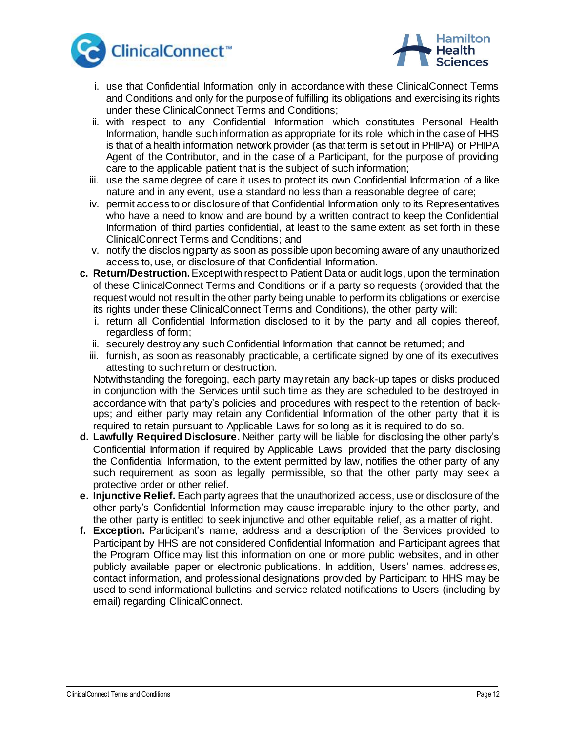i. use that Confidential Information only in accordance with these ClinicalConnect Terms and Conditions and only for the purpose of fulfilling its obligations and exercising its rights under these ClinicalConnect Terms and Conditions;
ii. with respect to any Confidential Information which constitutes Personal Health Information, handle such information as appropriate for its role, which in the case of HHS is that of a health information network provider (as that term is set out in PHIPA) or PHIPA Agent of the Contributor, and in the case of a Participant, for the purpose of providing care to the applicable patient that is the subject of such information;
iii. use the same degree of care it uses to protect its own Confidential Information of a like nature and in any event, use a standard no less than a reasonable degree of care;
iv. permit access to or disclosure of that Confidential Information only to its Representatives who have a need to know and are bound by a written contract to keep the Confidential Information of third parties confidential, at least to the same extent as set forth in these ClinicalConnect Terms and Conditions; and
v. notify the disclosing party as soon as possible upon becoming aware of any unauthorized access to, use, or disclosure of that Confidential Information.

c. **Return/Destruction.** Except with respect to Patient Data or audit logs, upon the termination of these ClinicalConnect Terms and Conditions or if a party so requests (provided that the request would not result in the other party being unable to perform its obligations or exercise its rights under these ClinicalConnect Terms and Conditions), the other party will:
i. return all Confidential Information disclosed to it by the party and all copies thereof, regardless of form;
ii. securely destroy any such Confidential Information that cannot be returned; and
iii. furnish, as soon as reasonably practicable, a certificate signed by one of its executives attesting to such return or destruction.

Notwithstanding the foregoing, each party may retain any back-up tapes or disks produced in conjunction with the Services until such time as they are scheduled to be destroyed in accordance with that party's policies and procedures with respect to the retention of back-ups; and either party may retain any Confidential Information of the other party that it is required to retain pursuant to Applicable Laws for so long as it is required to do so.

d. **Lawfully Required Disclosure.** Neither party will be liable for disclosing the other party's Confidential Information if required by Applicable Laws, provided that the party disclosing the Confidential Information, to the extent permitted by law, notifies the other party of any such requirement as soon as legally permissible, so that the other party may seek a protective order or other relief.

e. **Injunctive Relief.** Each party agrees that the unauthorized access, use or disclosure of the other party's Confidential Information may cause irreparable injury to the other party, and the other party is entitled to seek injunctive and other equitable relief, as a matter of right.

f. **Exception.** Participant's name, address and a description of the Services provided to Participant by HHS are not considered Confidential Information and Participant agrees that the Program Office may list this information on one or more public websites, and in other publicly available paper or electronic publications. In addition, Users' names, addresses, contact information, and professional designations provided by Participant to HHS may be used to send informational bulletins and service related notifications to Users (including by email) regarding ClinicalConnect.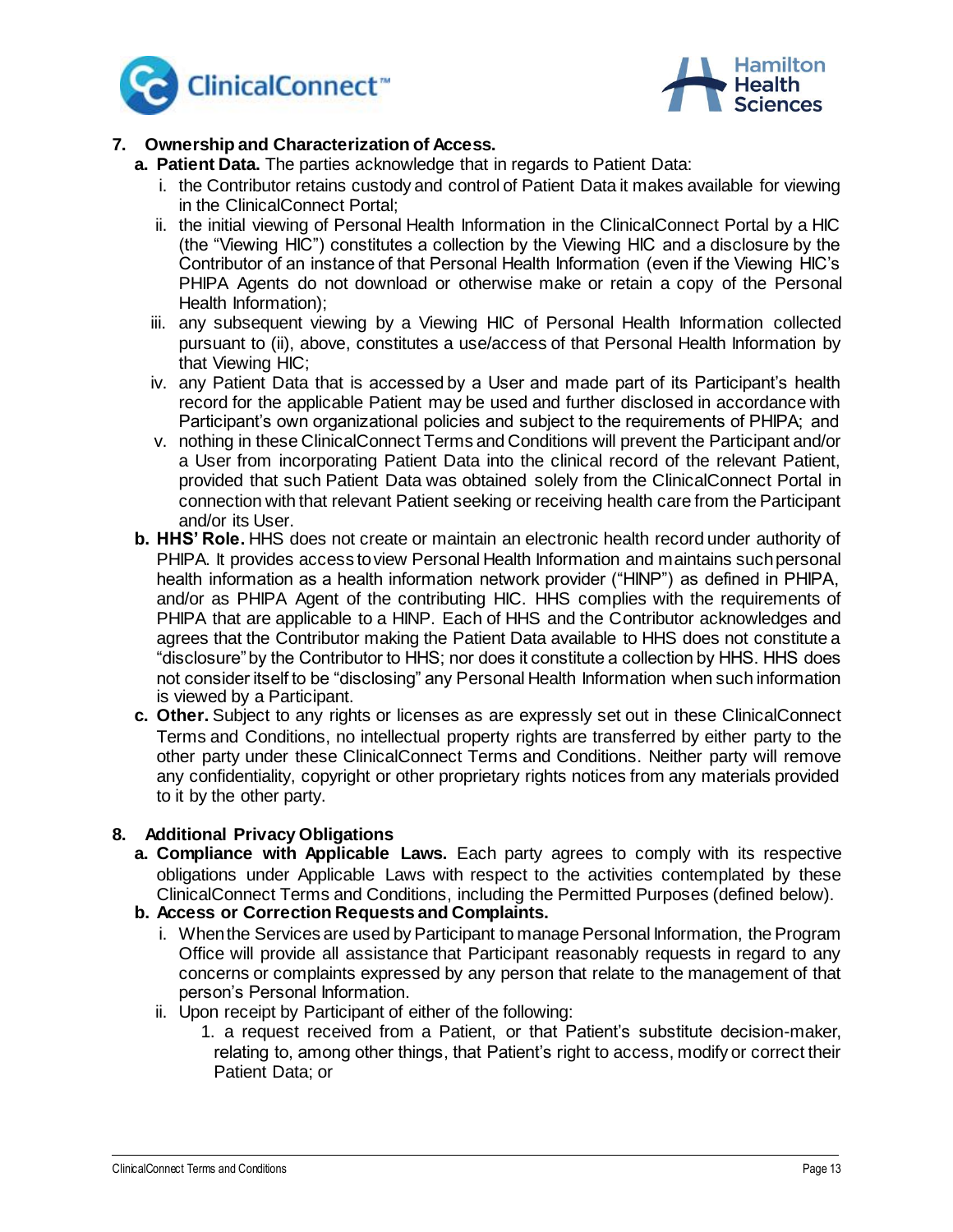## 7. Ownership and Characterization of Access.

**a. Patient Data.** The parties acknowledge that in regards to Patient Data:

i. the Contributor retains custody and control of Patient Data it makes available for viewing in the ClinicalConnect Portal;

ii. the initial viewing of Personal Health Information in the ClinicalConnect Portal by a HIC (the "Viewing HIC") constitutes a collection by the Viewing HIC and a disclosure by the Contributor of an instance of that Personal Health Information (even if the Viewing HIC's PHIPA Agents do not download or otherwise make or retain a copy of the Personal Health Information);

iii. any subsequent viewing by a Viewing HIC of Personal Health Information collected pursuant to (ii), above, constitutes a use/access of that Personal Health Information by that Viewing HIC;

iv. any Patient Data that is accessed by a User and made part of its Participant's health record for the applicable Patient may be used and further disclosed in accordance with Participant's own organizational policies and subject to the requirements of PHIPA; and

v. nothing in these ClinicalConnect Terms and Conditions will prevent the Participant and/or a User from incorporating Patient Data into the clinical record of the relevant Patient, provided that such Patient Data was obtained solely from the ClinicalConnect Portal in connection with that relevant Patient seeking or receiving health care from the Participant and/or its User.

**b. HHS' Role.** HHS does not create or maintain an electronic health record under authority of PHIPA. It provides access to view Personal Health Information and maintains such personal health information as a health information network provider ("HINP") as defined in PHIPA, and/or as PHIPA Agent of the contributing HIC. HHS complies with the requirements of PHIPA that are applicable to a HINP. Each of HHS and the Contributor acknowledges and agrees that the Contributor making the Patient Data available to HHS does not constitute a "disclosure" by the Contributor to HHS; nor does it constitute a collection by HHS. HHS does not consider itself to be "disclosing" any Personal Health Information when such information is viewed by a Participant.

**c. Other.** Subject to any rights or licenses as are expressly set out in these ClinicalConnect Terms and Conditions, no intellectual property rights are transferred by either party to the other party under these ClinicalConnect Terms and Conditions. Neither party will remove any confidentiality, copyright or other proprietary rights notices from any materials provided to it by the other party.

## 8. Additional Privacy Obligations

**a. Compliance with Applicable Laws.** Each party agrees to comply with its respective obligations under Applicable Laws with respect to the activities contemplated by these ClinicalConnect Terms and Conditions, including the Permitted Purposes (defined below).

**b. Access or Correction Requests and Complaints.**

i. When the Services are used by Participant to manage Personal Information, the Program Office will provide all assistance that Participant reasonably requests in regard to any concerns or complaints expressed by any person that relate to the management of that person's Personal Information.

ii. Upon receipt by Participant of either of the following:

1. a request received from a Patient, or that Patient's substitute decision-maker, relating to, among other things, that Patient's right to access, modify or correct their Patient Data; or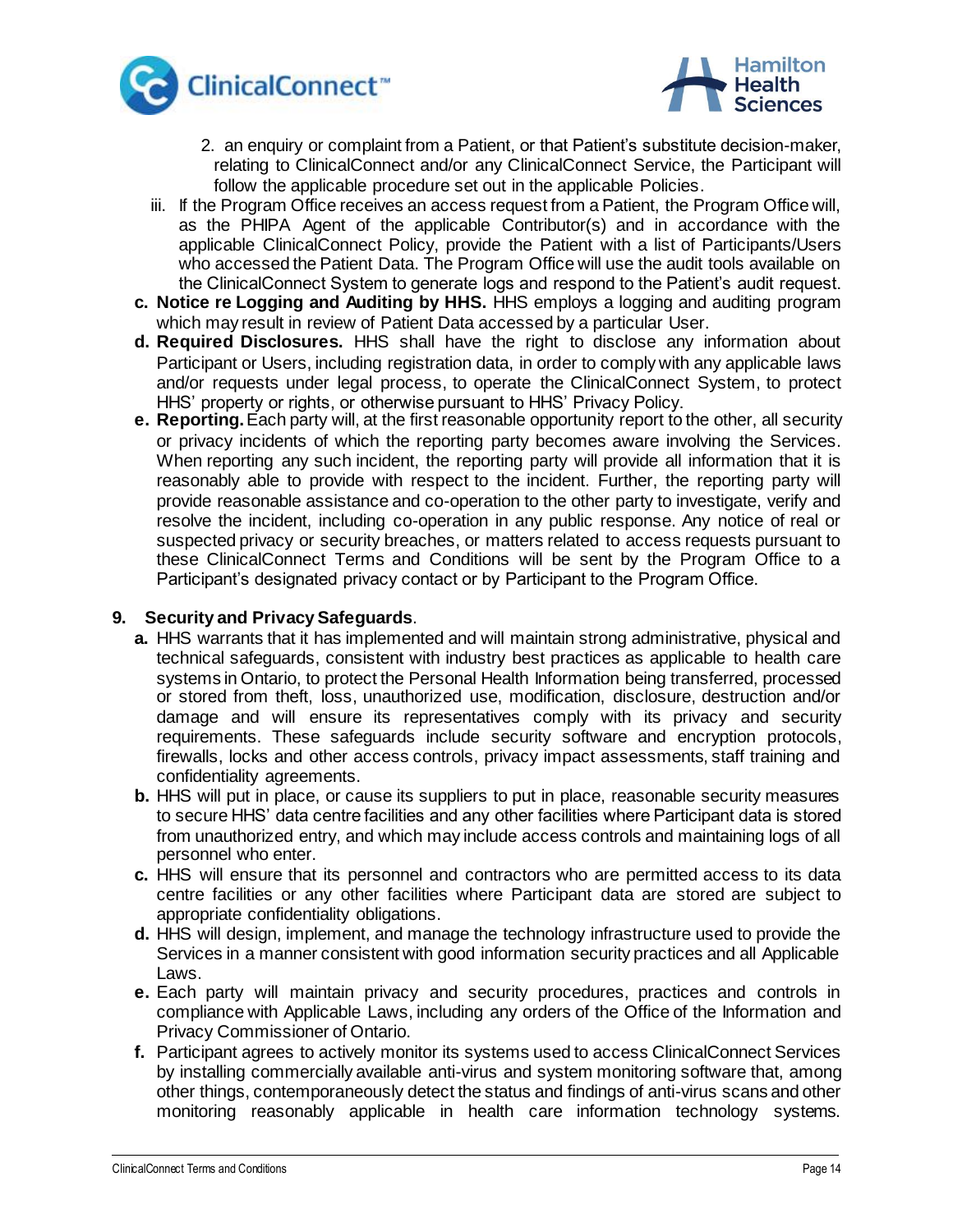2. an enquiry or complaint from a Patient, or that Patient's substitute decision-maker, relating to ClinicalConnect and/or any ClinicalConnect Service, the Participant will follow the applicable procedure set out in the applicable Policies.

iii. If the Program Office receives an access request from a Patient, the Program Office will, as the PHIPA Agent of the applicable Contributor(s) and in accordance with the applicable ClinicalConnect Policy, provide the Patient with a list of Participants/Users who accessed the Patient Data. The Program Office will use the audit tools available on the ClinicalConnect System to generate logs and respond to the Patient's audit request.

c. **Notice re Logging and Auditing by HHS.** HHS employs a logging and auditing program which may result in review of Patient Data accessed by a particular User.

d. **Required Disclosures.** HHS shall have the right to disclose any information about Participant or Users, including registration data, in order to comply with any applicable laws and/or requests under legal process, to operate the ClinicalConnect System, to protect HHS' property or rights, or otherwise pursuant to HHS' Privacy Policy.

e. **Reporting.** Each party will, at the first reasonable opportunity report to the other, all security or privacy incidents of which the reporting party becomes aware involving the Services. When reporting any such incident, the reporting party will provide all information that it is reasonably able to provide with respect to the incident. Further, the reporting party will provide reasonable assistance and co-operation to the other party to investigate, verify and resolve the incident, including co-operation in any public response. Any notice of real or suspected privacy or security breaches, or matters related to access requests pursuant to these ClinicalConnect Terms and Conditions will be sent by the Program Office to a Participant's designated privacy contact or by Participant to the Program Office.

**9. Security and Privacy Safeguards**.

a. HHS warrants that it has implemented and will maintain strong administrative, physical and technical safeguards, consistent with industry best practices as applicable to health care systems in Ontario, to protect the Personal Health Information being transferred, processed or stored from theft, loss, unauthorized use, modification, disclosure, destruction and/or damage and will ensure its representatives comply with its privacy and security requirements. These safeguards include security software and encryption protocols, firewalls, locks and other access controls, privacy impact assessments, staff training and confidentiality agreements.

b. HHS will put in place, or cause its suppliers to put in place, reasonable security measures to secure HHS' data centre facilities and any other facilities where Participant data is stored from unauthorized entry, and which may include access controls and maintaining logs of all personnel who enter.

c. HHS will ensure that its personnel and contractors who are permitted access to its data centre facilities or any other facilities where Participant data are stored are subject to appropriate confidentiality obligations.

d. HHS will design, implement, and manage the technology infrastructure used to provide the Services in a manner consistent with good information security practices and all Applicable Laws.

e. Each party will maintain privacy and security procedures, practices and controls in compliance with Applicable Laws, including any orders of the Office of the Information and Privacy Commissioner of Ontario.

f. Participant agrees to actively monitor its systems used to access ClinicalConnect Services by installing commercially available anti-virus and system monitoring software that, among other things, contemporaneously detect the status and findings of anti-virus scans and other monitoring reasonably applicable in health care information technology systems.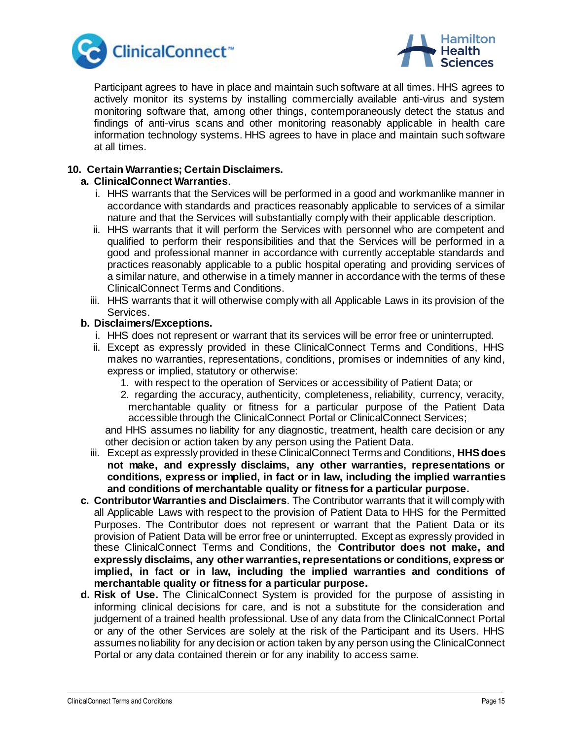Participant agrees to have in place and maintain such software at all times. HHS agrees to actively monitor its systems by installing commercially available anti-virus and system monitoring software that, among other things, contemporaneously detect the status and findings of anti-virus scans and other monitoring reasonably applicable in health care information technology systems. HHS agrees to have in place and maintain such software at all times.

**10. Certain Warranties; Certain Disclaimers.**

**a. ClinicalConnect Warranties**.

i. HHS warrants that the Services will be performed in a good and workmanlike manner in accordance with standards and practices reasonably applicable to services of a similar nature and that the Services will substantially comply with their applicable description.

ii. HHS warrants that it will perform the Services with personnel who are competent and qualified to perform their responsibilities and that the Services will be performed in a good and professional manner in accordance with currently acceptable standards and practices reasonably applicable to a public hospital operating and providing services of a similar nature, and otherwise in a timely manner in accordance with the terms of these ClinicalConnect Terms and Conditions.

iii. HHS warrants that it will otherwise comply with all Applicable Laws in its provision of the Services.

**b. Disclaimers/Exceptions.**

i. HHS does not represent or warrant that its services will be error free or uninterrupted.

ii. Except as expressly provided in these ClinicalConnect Terms and Conditions, HHS makes no warranties, representations, conditions, promises or indemnities of any kind, express or implied, statutory or otherwise:

1. with respect to the operation of Services or accessibility of Patient Data; or
2. regarding the accuracy, authenticity, completeness, reliability, currency, veracity, merchantable quality or fitness for a particular purpose of the Patient Data accessible through the ClinicalConnect Portal or ClinicalConnect Services;

and HHS assumes no liability for any diagnostic, treatment, health care decision or any other decision or action taken by any person using the Patient Data.

iii. Except as expressly provided in these ClinicalConnect Terms and Conditions, **HHS does not make, and expressly disclaims, any other warranties, representations or conditions, express or implied, in fact or in law, including the implied warranties and conditions of merchantable quality or fitness for a particular purpose.**

**c. Contributor Warranties and Disclaimers**. The Contributor warrants that it will comply with all Applicable Laws with respect to the provision of Patient Data to HHS for the Permitted Purposes. The Contributor does not represent or warrant that the Patient Data or its provision of Patient Data will be error free or uninterrupted. Except as expressly provided in these ClinicalConnect Terms and Conditions, the **Contributor does not make, and expressly disclaims, any other warranties, representations or conditions, express or implied, in fact or in law, including the implied warranties and conditions of merchantable quality or fitness for a particular purpose.**

**d. Risk of Use.** The ClinicalConnect System is provided for the purpose of assisting in informing clinical decisions for care, and is not a substitute for the consideration and judgement of a trained health professional. Use of any data from the ClinicalConnect Portal or any of the other Services are solely at the risk of the Participant and its Users. HHS assumes no liability for any decision or action taken by any person using the ClinicalConnect Portal or any data contained therein or for any inability to access same.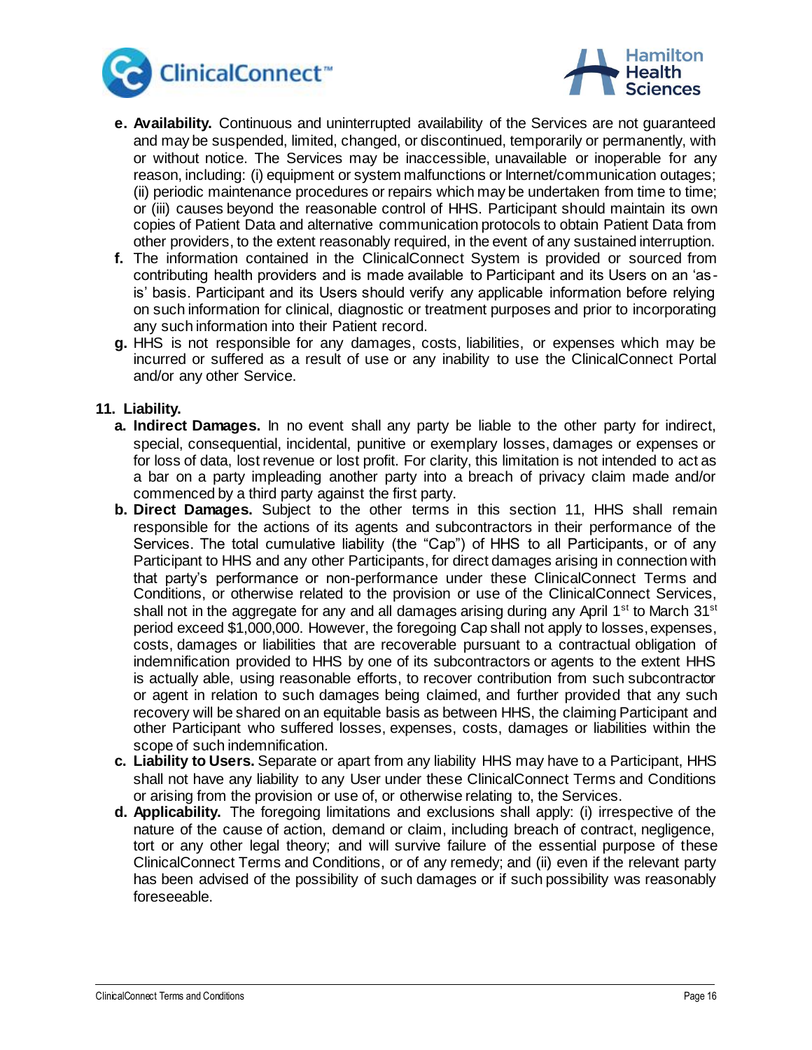e. **Availability.** Continuous and uninterrupted availability of the Services are not guaranteed and may be suspended, limited, changed, or discontinued, temporarily or permanently, with or without notice. The Services may be inaccessible, unavailable or inoperable for any reason, including: (i) equipment or system malfunctions or Internet/communication outages; (ii) periodic maintenance procedures or repairs which may be undertaken from time to time; or (iii) causes beyond the reasonable control of HHS. Participant should maintain its own copies of Patient Data and alternative communication protocols to obtain Patient Data from other providers, to the extent reasonably required, in the event of any sustained interruption.

f. The information contained in the ClinicalConnect System is provided or sourced from contributing health providers and is made available to Participant and its Users on an 'as-is' basis. Participant and its Users should verify any applicable information before relying on such information for clinical, diagnostic or treatment purposes and prior to incorporating any such information into their Patient record.

g. HHS is not responsible for any damages, costs, liabilities, or expenses which may be incurred or suffered as a result of use or any inability to use the ClinicalConnect Portal and/or any other Service.

## 11. Liability.

a. **Indirect Damages.** In no event shall any party be liable to the other party for indirect, special, consequential, incidental, punitive or exemplary losses, damages or expenses or for loss of data, lost revenue or lost profit. For clarity, this limitation is not intended to act as a bar on a party impleading another party into a breach of privacy claim made and/or commenced by a third party against the first party.

b. **Direct Damages.** Subject to the other terms in this section 11, HHS shall remain responsible for the actions of its agents and subcontractors in their performance of the Services. The total cumulative liability (the "Cap") of HHS to all Participants, or of any Participant to HHS and any other Participants, for direct damages arising in connection with that party's performance or non-performance under these ClinicalConnect Terms and Conditions, or otherwise related to the provision or use of the ClinicalConnect Services, shall not in the aggregate for any and all damages arising during any April 1st to March 31st period exceed $1,000,000. However, the foregoing Cap shall not apply to losses, expenses, costs, damages or liabilities that are recoverable pursuant to a contractual obligation of indemnification provided to HHS by one of its subcontractors or agents to the extent HHS is actually able, using reasonable efforts, to recover contribution from such subcontractor or agent in relation to such damages being claimed, and further provided that any such recovery will be shared on an equitable basis as between HHS, the claiming Participant and other Participant who suffered losses, expenses, costs, damages or liabilities within the scope of such indemnification.

c. **Liability to Users.** Separate or apart from any liability HHS may have to a Participant, HHS shall not have any liability to any User under these ClinicalConnect Terms and Conditions or arising from the provision or use of, or otherwise relating to, the Services.

d. **Applicability.** The foregoing limitations and exclusions shall apply: (i) irrespective of the nature of the cause of action, demand or claim, including breach of contract, negligence, tort or any other legal theory; and will survive failure of the essential purpose of these ClinicalConnect Terms and Conditions, or of any remedy; and (ii) even if the relevant party has been advised of the possibility of such damages or if such possibility was reasonably foreseeable.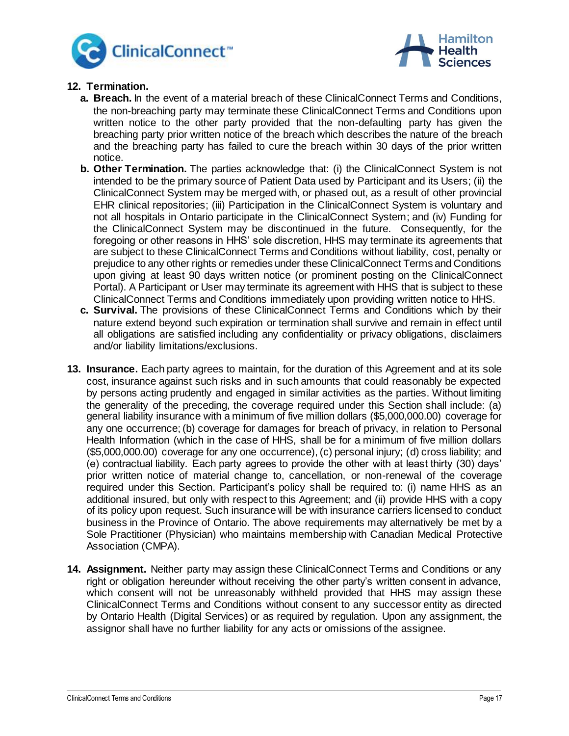**12. Termination.**

- **a. Breach.** In the event of a material breach of these ClinicalConnect Terms and Conditions, the non-breaching party may terminate these ClinicalConnect Terms and Conditions upon written notice to the other party provided that the non-defaulting party has given the breaching party prior written notice of the breach which describes the nature of the breach and the breaching party has failed to cure the breach within 30 days of the prior written notice.
- **b. Other Termination.** The parties acknowledge that: (i) the ClinicalConnect System is not intended to be the primary source of Patient Data used by Participant and its Users; (ii) the ClinicalConnect System may be merged with, or phased out, as a result of other provincial EHR clinical repositories; (iii) Participation in the ClinicalConnect System is voluntary and not all hospitals in Ontario participate in the ClinicalConnect System; and (iv) Funding for the ClinicalConnect System may be discontinued in the future. Consequently, for the foregoing or other reasons in HHS' sole discretion, HHS may terminate its agreements that are subject to these ClinicalConnect Terms and Conditions without liability, cost, penalty or prejudice to any other rights or remedies under these ClinicalConnect Terms and Conditions upon giving at least 90 days written notice (or prominent posting on the ClinicalConnect Portal). A Participant or User may terminate its agreement with HHS that is subject to these ClinicalConnect Terms and Conditions immediately upon providing written notice to HHS.
- **c. Survival.** The provisions of these ClinicalConnect Terms and Conditions which by their nature extend beyond such expiration or termination shall survive and remain in effect until all obligations are satisfied including any confidentiality or privacy obligations, disclaimers and/or liability limitations/exclusions.

**13. Insurance.** Each party agrees to maintain, for the duration of this Agreement and at its sole cost, insurance against such risks and in such amounts that could reasonably be expected by persons acting prudently and engaged in similar activities as the parties. Without limiting the generality of the preceding, the coverage required under this Section shall include: (a) general liability insurance with a minimum of five million dollars ($5,000,000.00) coverage for any one occurrence; (b) coverage for damages for breach of privacy, in relation to Personal Health Information (which in the case of HHS, shall be for a minimum of five million dollars ($5,000,000.00) coverage for any one occurrence), (c) personal injury; (d) cross liability; and (e) contractual liability. Each party agrees to provide the other with at least thirty (30) days' prior written notice of material change to, cancellation, or non-renewal of the coverage required under this Section. Participant's policy shall be required to: (i) name HHS as an additional insured, but only with respect to this Agreement; and (ii) provide HHS with a copy of its policy upon request. Such insurance will be with insurance carriers licensed to conduct business in the Province of Ontario. The above requirements may alternatively be met by a Sole Practitioner (Physician) who maintains membership with Canadian Medical Protective Association (CMPA).

**14. Assignment.** Neither party may assign these ClinicalConnect Terms and Conditions or any right or obligation hereunder without receiving the other party's written consent in advance, which consent will not be unreasonably withheld provided that HHS may assign these ClinicalConnect Terms and Conditions without consent to any successor entity as directed by Ontario Health (Digital Services) or as required by regulation. Upon any assignment, the assignor shall have no further liability for any acts or omissions of the assignee.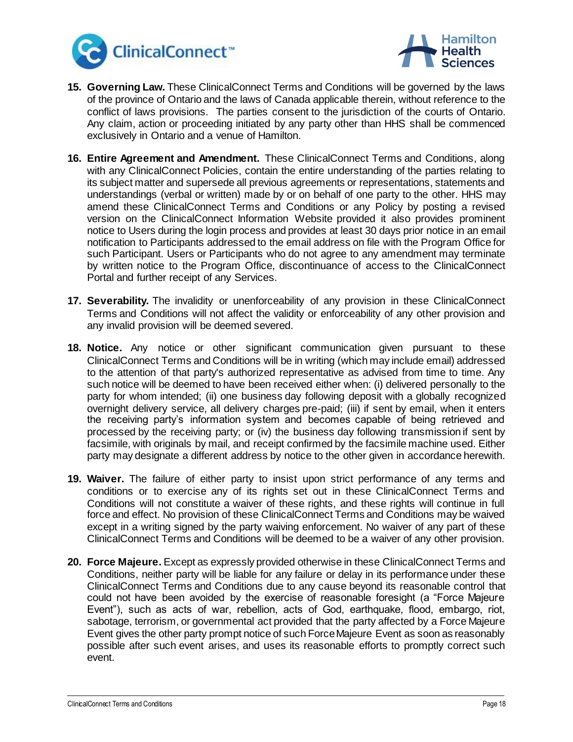15. **Governing Law.** These ClinicalConnect Terms and Conditions will be governed by the laws of the province of Ontario and the laws of Canada applicable therein, without reference to the conflict of laws provisions. The parties consent to the jurisdiction of the courts of Ontario. Any claim, action or proceeding initiated by any party other than HHS shall be commenced exclusively in Ontario and a venue of Hamilton.

16. **Entire Agreement and Amendment.** These ClinicalConnect Terms and Conditions, along with any ClinicalConnect Policies, contain the entire understanding of the parties relating to its subject matter and supersede all previous agreements or representations, statements and understandings (verbal or written) made by or on behalf of one party to the other. HHS may amend these ClinicalConnect Terms and Conditions or any Policy by posting a revised version on the ClinicalConnect Information Website provided it also provides prominent notice to Users during the login process and provides at least 30 days prior notice in an email notification to Participants addressed to the email address on file with the Program Office for such Participant. Users or Participants who do not agree to any amendment may terminate by written notice to the Program Office, discontinuance of access to the ClinicalConnect Portal and further receipt of any Services.

17. **Severability.** The invalidity or unenforceability of any provision in these ClinicalConnect Terms and Conditions will not affect the validity or enforceability of any other provision and any invalid provision will be deemed severed.

18. **Notice.** Any notice or other significant communication given pursuant to these ClinicalConnect Terms and Conditions will be in writing (which may include email) addressed to the attention of that party's authorized representative as advised from time to time. Any such notice will be deemed to have been received either when: (i) delivered personally to the party for whom intended; (ii) one business day following deposit with a globally recognized overnight delivery service, all delivery charges pre-paid; (iii) if sent by email, when it enters the receiving party's information system and becomes capable of being retrieved and processed by the receiving party; or (iv) the business day following transmission if sent by facsimile, with originals by mail, and receipt confirmed by the facsimile machine used. Either party may designate a different address by notice to the other given in accordance herewith.

19. **Waiver.** The failure of either party to insist upon strict performance of any terms and conditions or to exercise any of its rights set out in these ClinicalConnect Terms and Conditions will not constitute a waiver of these rights, and these rights will continue in full force and effect. No provision of these ClinicalConnect Terms and Conditions may be waived except in a writing signed by the party waiving enforcement. No waiver of any part of these ClinicalConnect Terms and Conditions will be deemed to be a waiver of any other provision.

20. **Force Majeure.** Except as expressly provided otherwise in these ClinicalConnect Terms and Conditions, neither party will be liable for any failure or delay in its performance under these ClinicalConnect Terms and Conditions due to any cause beyond its reasonable control that could not have been avoided by the exercise of reasonable foresight (a "Force Majeure Event"), such as acts of war, rebellion, acts of God, earthquake, flood, embargo, riot, sabotage, terrorism, or governmental act provided that the party affected by a Force Majeure Event gives the other party prompt notice of such Force Majeure Event as soon as reasonably possible after such event arises, and uses its reasonable efforts to promptly correct such event.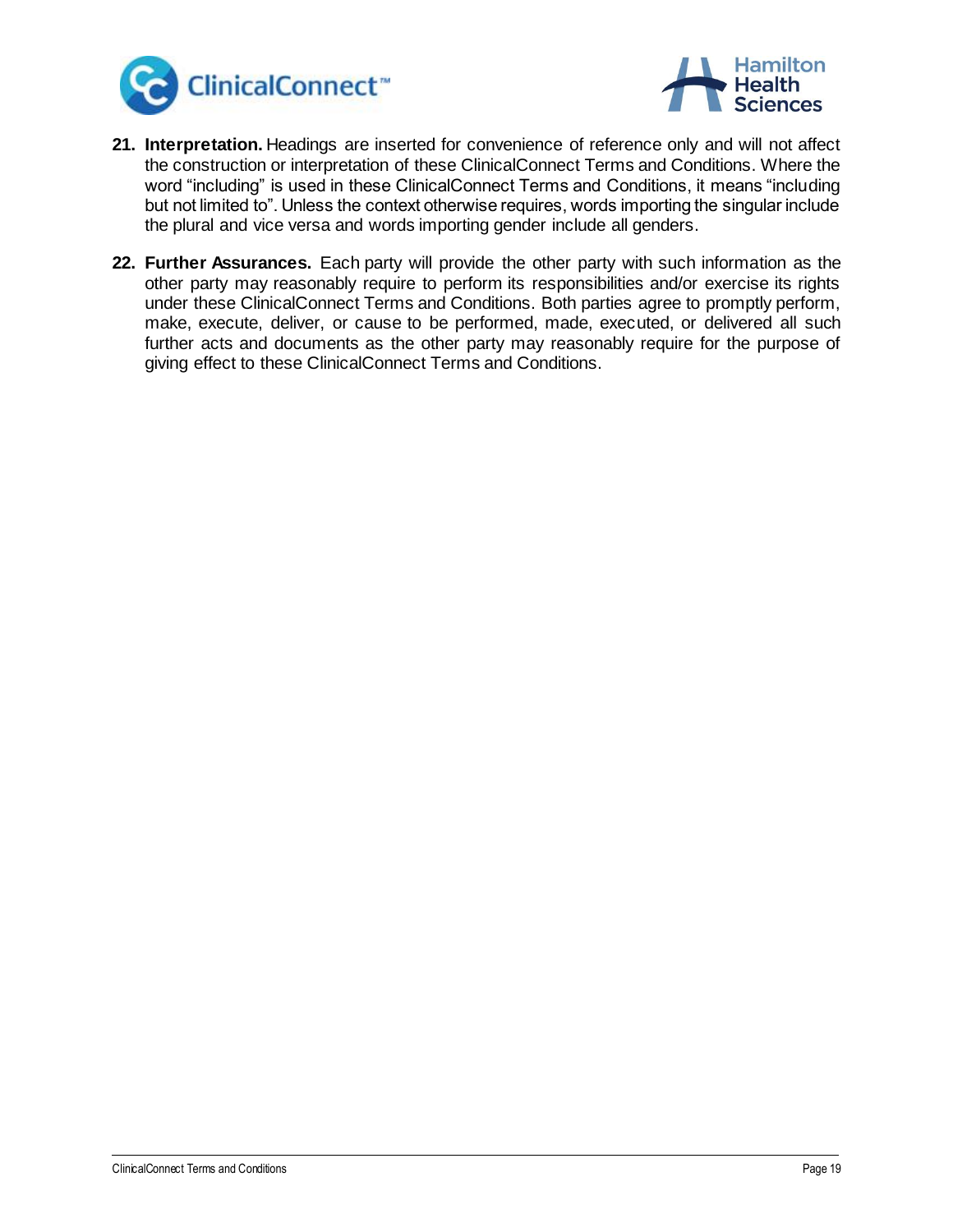21. **Interpretation.** Headings are inserted for convenience of reference only and will not affect the construction or interpretation of these ClinicalConnect Terms and Conditions. Where the word "including" is used in these ClinicalConnect Terms and Conditions, it means "including but not limited to". Unless the context otherwise requires, words importing the singular include the plural and vice versa and words importing gender include all genders.

22. **Further Assurances.** Each party will provide the other party with such information as the other party may reasonably require to perform its responsibilities and/or exercise its rights under these ClinicalConnect Terms and Conditions. Both parties agree to promptly perform, make, execute, deliver, or cause to be performed, made, executed, or delivered all such further acts and documents as the other party may reasonably require for the purpose of giving effect to these ClinicalConnect Terms and Conditions.